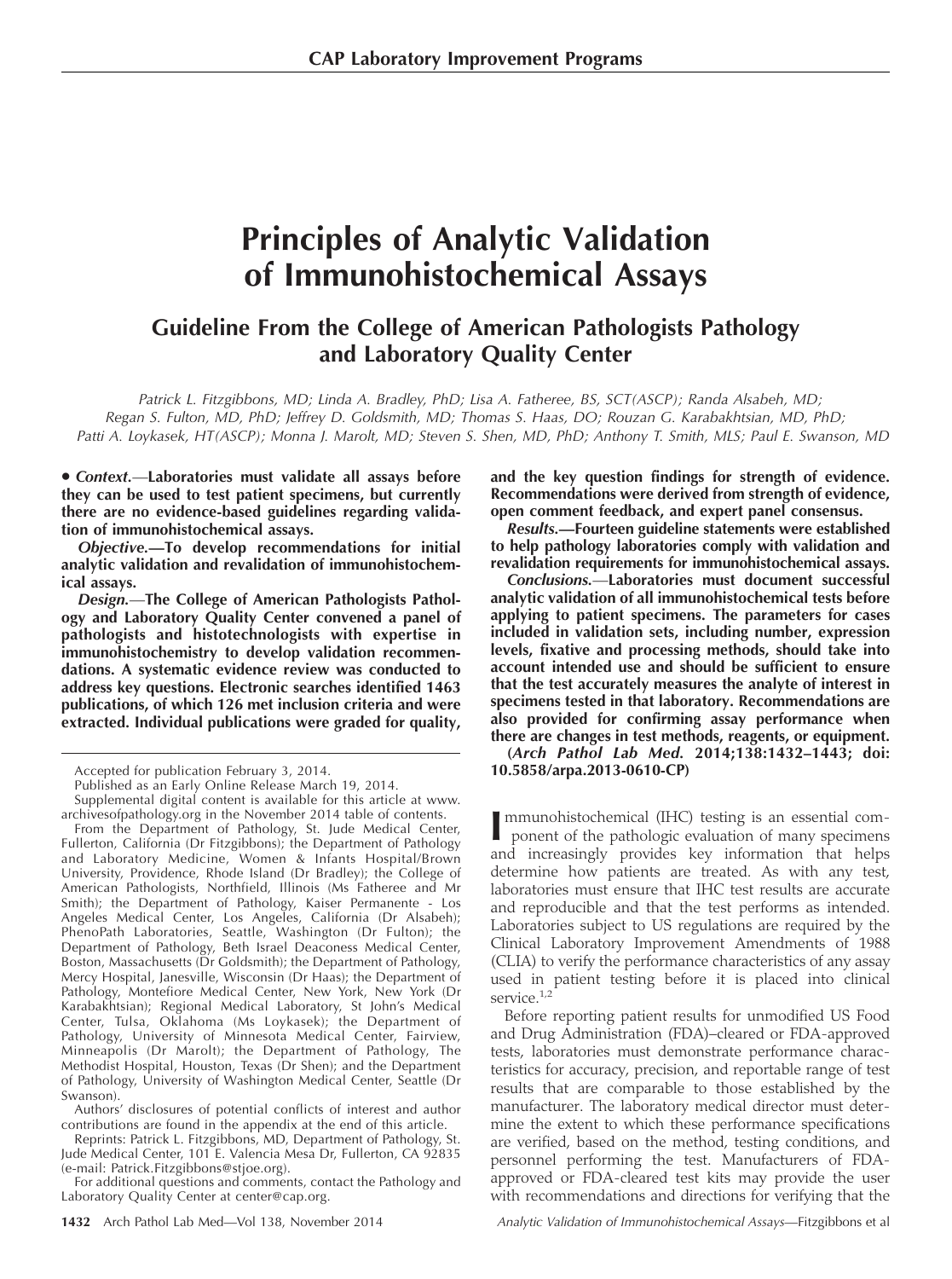# Principles of Analytic Validation of Immunohistochemical Assays

## Guideline From the College of American Pathologists Pathology and Laboratory Quality Center

*Patrick L. Fitzgibbons, MD; Linda A. Bradley, PhD; Lisa A. Fatheree, BS, SCT(ASCP); Randa Alsabeh, MD; Regan S. Fulton, MD, PhD; Jeffrey D. Goldsmith, MD; Thomas S. Haas, DO; Rouzan G. Karabakhtsian, MD, PhD; Patti A. Loykasek, HT(ASCP); Monna J. Marolt, MD; Steven S. Shen, MD, PhD; Anthony T. Smith, MLS; Paul E. Swanson, MD*

**• *Context.*—Laboratories must validate all assays before they can be used to test patient specimens, but currently there are no evidence-based guidelines regarding validation of immunohistochemical assays.**

***Objective.*—To develop recommendations for initial analytic validation and revalidation of immunohistochemical assays.**

***Design.*—The College of American Pathologists Pathology and Laboratory Quality Center convened a panel of pathologists and histotechnologists with expertise in immunohistochemistry to develop validation recommendations. A systematic evidence review was conducted to address key questions. Electronic searches identified 1463 publications, of which 126 met inclusion criteria and were extracted. Individual publications were graded for quality, and the key question findings for strength of evidence. Recommendations were derived from strength of evidence, open comment feedback, and expert panel consensus.**

***Results.*—Fourteen guideline statements were established to help pathology laboratories comply with validation and revalidation requirements for immunohistochemical assays.**

***Conclusions.*—Laboratories must document successful analytic validation of all immunohistochemical tests before applying to patient specimens. The parameters for cases included in validation sets, including number, expression levels, fixative and processing methods, should take into account intended use and should be sufficient to ensure that the test accurately measures the analyte of interest in specimens tested in that laboratory. Recommendations are also provided for confirming assay performance when there are changes in test methods, reagents, or equipment.**

**(*Arch Pathol Lab Med.* 2014;138:1432–1443; doi: 10.5858/arpa.2013-0610-CP)**

Immunohistochemical (IHC) testing is an essential component of the pathologic evaluation of many specimens and increasingly provides key information that helps determine how patients are treated. As with any test, laboratories must ensure that IHC test results are accurate and reproducible and that the test performs as intended. Laboratories subject to US regulations are required by the Clinical Laboratory Improvement Amendments of 1988 (CLIA) to verify the performance characteristics of any assay used in patient testing before it is placed into clinical service.[1,2]

Before reporting patient results for unmodified US Food and Drug Administration (FDA)–cleared or FDA-approved tests, laboratories must demonstrate performance characteristics for accuracy, precision, and reportable range of test results that are comparable to those established by the manufacturer. The laboratory medical director must determine the extent to which these performance specifications are verified, based on the method, testing conditions, and personnel performing the test. Manufacturers of FDA-approved or FDA-cleared test kits may provide the user with recommendations and directions for verifying that the

---

Accepted for publication February 3, 2014.

Published as an Early Online Release March 19, 2014.

Supplemental digital content is available for this article at www.archivesofpathology.org in the November 2014 table of contents.

From the Department of Pathology, St. Jude Medical Center, Fullerton, California (Dr Fitzgibbons); the Department of Pathology and Laboratory Medicine, Women & Infants Hospital/Brown University, Providence, Rhode Island (Dr Bradley); the College of American Pathologists, Northfield, Illinois (Ms Fatheree and Mr Smith); the Department of Pathology, Kaiser Permanente - Los Angeles Medical Center, Los Angeles, California (Dr Alsabeh); PhenoPath Laboratories, Seattle, Washington (Dr Fulton); the Department of Pathology, Beth Israel Deaconess Medical Center, Boston, Massachusetts (Dr Goldsmith); the Department of Pathology, Mercy Hospital, Janesville, Wisconsin (Dr Haas); the Department of Pathology, Montefiore Medical Center, New York, New York (Dr Karabakhtsian); Regional Medical Laboratory, St John's Medical Center, Tulsa, Oklahoma (Ms Loykasek); the Department of Pathology, University of Minnesota Medical Center, Fairview, Minneapolis (Dr Marolt); the Department of Pathology, The Methodist Hospital, Houston, Texas (Dr Shen); and the Department of Pathology, University of Washington Medical Center, Seattle (Dr Swanson).

Authors' disclosures of potential conflicts of interest and author contributions are found in the appendix at the end of this article.

Reprints: Patrick L. Fitzgibbons, MD, Department of Pathology, St. Jude Medical Center, 101 E. Valencia Mesa Dr, Fullerton, CA 92835 (e-mail: Patrick.Fitzgibbons@stjoe.org).

For additional questions and comments, contact the Pathology and Laboratory Quality Center at center@cap.org.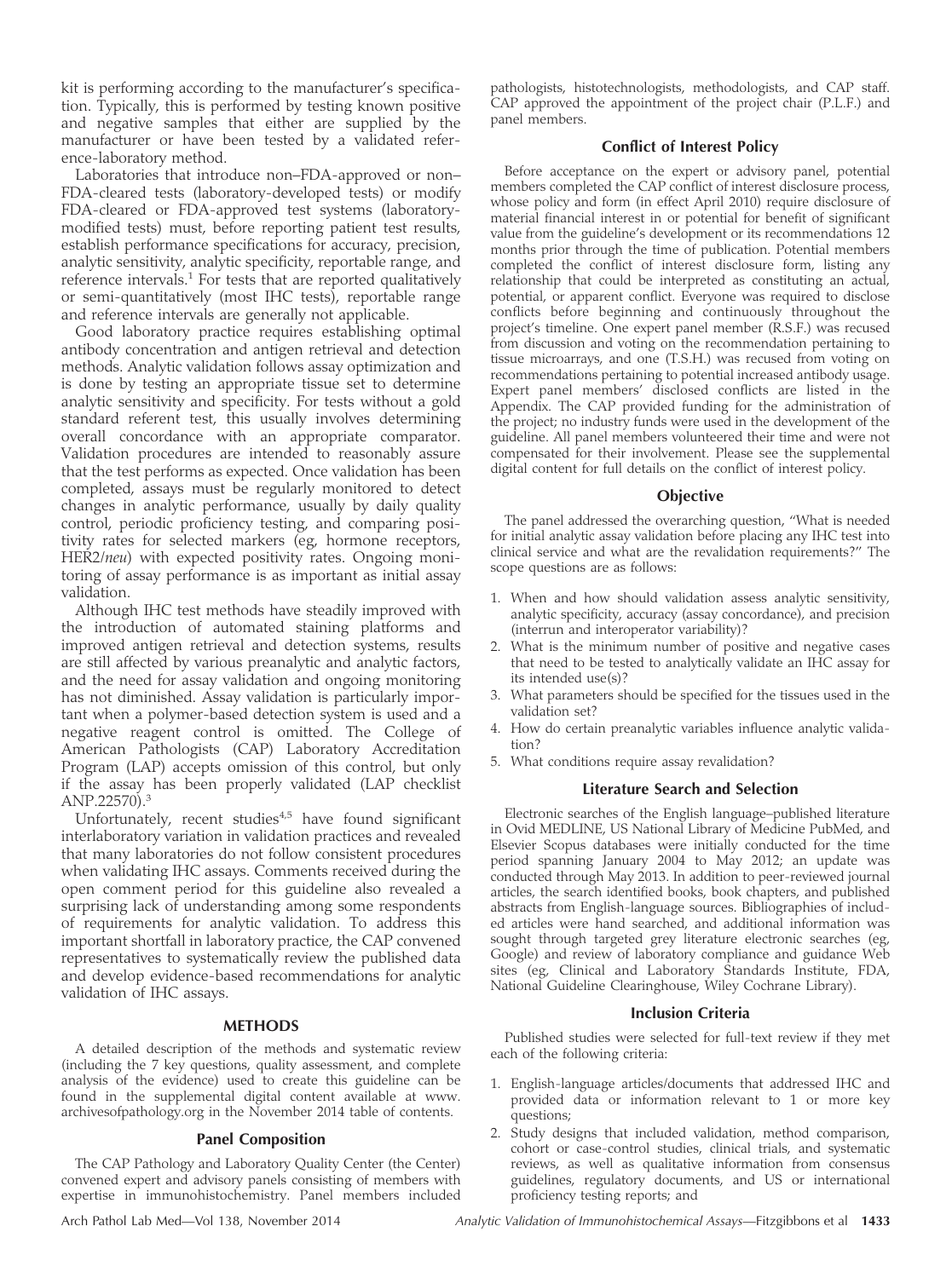kit is performing according to the manufacturer's specification. Typically, this is performed by testing known positive and negative samples that either are supplied by the manufacturer or have been tested by a validated reference-laboratory method.

Laboratories that introduce non–FDA-approved or non–FDA-cleared tests (laboratory-developed tests) or modify FDA-cleared or FDA-approved test systems (laboratory-modified tests) must, before reporting patient test results, establish performance specifications for accuracy, precision, analytic sensitivity, analytic specificity, reportable range, and reference intervals.[1] For tests that are reported qualitatively or semi-quantitatively (most IHC tests), reportable range and reference intervals are generally not applicable.

Good laboratory practice requires establishing optimal antibody concentration and antigen retrieval and detection methods. Analytic validation follows assay optimization and is done by testing an appropriate tissue set to determine analytic sensitivity and specificity. For tests without a gold standard referent test, this usually involves determining overall concordance with an appropriate comparator. Validation procedures are intended to reasonably assure that the test performs as expected. Once validation has been completed, assays must be regularly monitored to detect changes in analytic performance, usually by daily quality control, periodic proficiency testing, and comparing positivity rates for selected markers (eg, hormone receptors, HER2/*neu*) with expected positivity rates. Ongoing monitoring of assay performance is as important as initial assay validation.

Although IHC test methods have steadily improved with the introduction of automated staining platforms and improved antigen retrieval and detection systems, results are still affected by various preanalytic and analytic factors, and the need for assay validation and ongoing monitoring has not diminished. Assay validation is particularly important when a polymer-based detection system is used and a negative reagent control is omitted. The College of American Pathologists (CAP) Laboratory Accreditation Program (LAP) accepts omission of this control, but only if the assay has been properly validated (LAP checklist ANP.22570).[3]

Unfortunately, recent studies[4,5] have found significant interlaboratory variation in validation practices and revealed that many laboratories do not follow consistent procedures when validating IHC assays. Comments received during the open comment period for this guideline also revealed a surprising lack of understanding among some respondents of requirements for analytic validation. To address this important shortfall in laboratory practice, the CAP convened representatives to systematically review the published data and develop evidence-based recommendations for analytic validation of IHC assays.

## METHODS

A detailed description of the methods and systematic review (including the 7 key questions, quality assessment, and complete analysis of the evidence) used to create this guideline can be found in the supplemental digital content available at www.archivesofpathology.org in the November 2014 table of contents.

### Panel Composition

The CAP Pathology and Laboratory Quality Center (the Center) convened expert and advisory panels consisting of members with expertise in immunohistochemistry. Panel members included pathologists, histotechnologists, methodologists, and CAP staff. CAP approved the appointment of the project chair (P.L.F.) and panel members.

### Conflict of Interest Policy

Before acceptance on the expert or advisory panel, potential members completed the CAP conflict of interest disclosure process, whose policy and form (in effect April 2010) require disclosure of material financial interest in or potential for benefit of significant value from the guideline's development or its recommendations 12 months prior through the time of publication. Potential members completed the conflict of interest disclosure form, listing any relationship that could be interpreted as constituting an actual, potential, or apparent conflict. Everyone was required to disclose conflicts before beginning and continuously throughout the project's timeline. One expert panel member (R.S.F.) was recused from discussion and voting on the recommendation pertaining to tissue microarrays, and one (T.S.H.) was recused from voting on recommendations pertaining to potential increased antibody usage. Expert panel members' disclosed conflicts are listed in the Appendix. The CAP provided funding for the administration of the project; no industry funds were used in the development of the guideline. All panel members volunteered their time and were not compensated for their involvement. Please see the supplemental digital content for full details on the conflict of interest policy.

### Objective

The panel addressed the overarching question, "What is needed for initial analytic assay validation before placing any IHC test into clinical service and what are the revalidation requirements?" The scope questions are as follows:

1. When and how should validation assess analytic sensitivity, analytic specificity, accuracy (assay concordance), and precision (interrun and interoperator variability)?
2. What is the minimum number of positive and negative cases that need to be tested to analytically validate an IHC assay for its intended use(s)?
3. What parameters should be specified for the tissues used in the validation set?
4. How do certain preanalytic variables influence analytic validation?
5. What conditions require assay revalidation?

### Literature Search and Selection

Electronic searches of the English language–published literature in Ovid MEDLINE, US National Library of Medicine PubMed, and Elsevier Scopus databases were initially conducted for the time period spanning January 2004 to May 2012; an update was conducted through May 2013. In addition to peer-reviewed journal articles, the search identified books, book chapters, and published abstracts from English-language sources. Bibliographies of included articles were hand searched, and additional information was sought through targeted grey literature electronic searches (eg, Google) and review of laboratory compliance and guidance Web sites (eg, Clinical and Laboratory Standards Institute, FDA, National Guideline Clearinghouse, Wiley Cochrane Library).

### Inclusion Criteria

Published studies were selected for full-text review if they met each of the following criteria:

1. English-language articles/documents that addressed IHC and provided data or information relevant to 1 or more key questions;
2. Study designs that included validation, method comparison, cohort or case-control studies, clinical trials, and systematic reviews, as well as qualitative information from consensus guidelines, regulatory documents, and US or international proficiency testing reports; and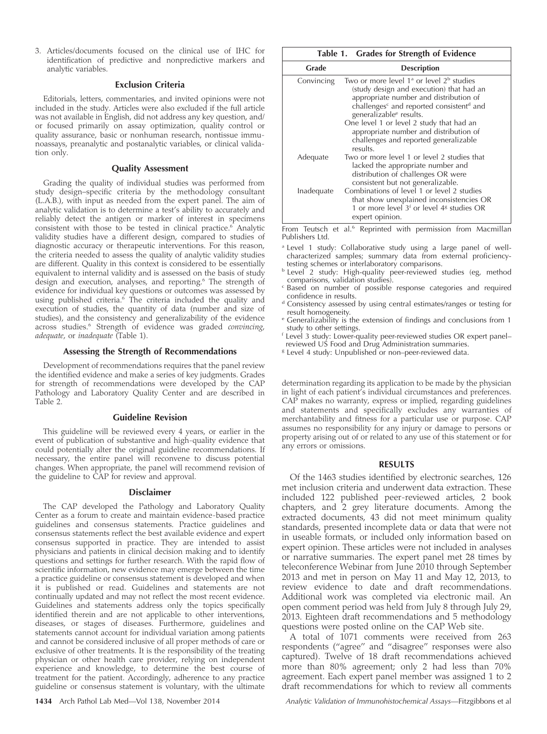3. Articles/documents focused on the clinical use of IHC for identification of predictive and nonpredictive markers and analytic variables.

### Exclusion Criteria

Editorials, letters, commentaries, and invited opinions were not included in the study. Articles were also excluded if the full article was not available in English, did not address any key question, and/or focused primarily on assay optimization, quality control or quality assurance, basic or nonhuman research, nontissue immunoassays, preanalytic and postanalytic variables, or clinical validation only.

### Quality Assessment

Grading the quality of individual studies was performed from study design–specific criteria by the methodology consultant (L.A.B.), with input as needed from the expert panel. The aim of analytic validation is to determine a test's ability to accurately and reliably detect the antigen or marker of interest in specimens consistent with those to be tested in clinical practice.[6] Analytic validity studies have a different design, compared to studies of diagnostic accuracy or therapeutic interventions. For this reason, the criteria needed to assess the quality of analytic validity studies are different. Quality in this context is considered to be essentially equivalent to internal validity and is assessed on the basis of study design and execution, analyses, and reporting.[6] The strength of evidence for individual key questions or outcomes was assessed by using published criteria.[6] The criteria included the quality and execution of studies, the quantity of data (number and size of studies), and the consistency and generalizability of the evidence across studies.[6] Strength of evidence was graded *convincing*, *adequate*, or *inadequate* (Table 1).

### Assessing the Strength of Recommendations

Development of recommendations requires that the panel review the identified evidence and make a series of key judgments. Grades for strength of recommendations were developed by the CAP Pathology and Laboratory Quality Center and are described in Table 2.

### Guideline Revision

This guideline will be reviewed every 4 years, or earlier in the event of publication of substantive and high-quality evidence that could potentially alter the original guideline recommendations. If necessary, the entire panel will reconvene to discuss potential changes. When appropriate, the panel will recommend revision of the guideline to CAP for review and approval.

### Disclaimer

The CAP developed the Pathology and Laboratory Quality Center as a forum to create and maintain evidence-based practice guidelines and consensus statements. Practice guidelines and consensus statements reflect the best available evidence and expert consensus supported in practice. They are intended to assist physicians and patients in clinical decision making and to identify questions and settings for further research. With the rapid flow of scientific information, new evidence may emerge between the time a practice guideline or consensus statement is developed and when it is published or read. Guidelines and statements are not continually updated and may not reflect the most recent evidence. Guidelines and statements address only the topics specifically identified therein and are not applicable to other interventions, diseases, or stages of diseases. Furthermore, guidelines and statements cannot account for individual variation among patients and cannot be considered inclusive of all proper methods of care or exclusive of other treatments. It is the responsibility of the treating physician or other health care provider, relying on independent experience and knowledge, to determine the best course of treatment for the patient. Accordingly, adherence to any practice guideline or consensus statement is voluntary, with the ultimate determination regarding its application to be made by the physician in light of each patient's individual circumstances and preferences. CAP makes no warranty, express or implied, regarding guidelines and statements and specifically excludes any warranties of merchantability and fitness for a particular use or purpose. CAP assumes no responsibility for any injury or damage to persons or property arising out of or related to any use of this statement or for any errors or omissions.

**Table 1. Grades for Strength of Evidence**

| Grade | Description |
| --- | --- |
| Convincing | Two or more level 1[a] or level 2[b] studies (study design and execution) that had an appropriate number and distribution of challenges[c] and reported consistent[d] and generalizable[e] results.<br>One level 1 or level 2 study that had an appropriate number and distribution of challenges and reported generalizable results. |
| Adequate | Two or more level 1 or level 2 studies that lacked the appropriate number and distribution of challenges OR were consistent but not generalizable. |
| Inadequate | Combinations of level 1 or level 2 studies that show unexplained inconsistencies OR 1 or more level 3[f] or level 4[g] studies OR expert opinion. |

From Teutsch et al.[6] Reprinted with permission from Macmillan Publishers Ltd.

[a] Level 1 study: Collaborative study using a large panel of well-characterized samples; summary data from external proficiency-testing schemes or interlaboratory comparisons.
[b] Level 2 study: High-quality peer-reviewed studies (eg, method comparisons, validation studies).
[c] Based on number of possible response categories and required confidence in results.
[d] Consistency assessed by using central estimates/ranges or testing for result homogeneity.
[e] Generalizability is the extension of findings and conclusions from 1 study to other settings.
[f] Level 3 study: Lower-quality peer-reviewed studies OR expert panel–reviewed US Food and Drug Administration summaries.
[g] Level 4 study: Unpublished or non–peer-reviewed data.

## RESULTS

Of the 1463 studies identified by electronic searches, 126 met inclusion criteria and underwent data extraction. These included 122 published peer-reviewed articles, 2 book chapters, and 2 grey literature documents. Among the extracted documents, 43 did not meet minimum quality standards, presented incomplete data or data that were not in useable formats, or included only information based on expert opinion. These articles were not included in analyses or narrative summaries. The expert panel met 28 times by teleconference Webinar from June 2010 through September 2013 and met in person on May 11 and May 12, 2013, to review evidence to date and draft recommendations. Additional work was completed via electronic mail. An open comment period was held from July 8 through July 29, 2013. Eighteen draft recommendations and 5 methodology questions were posted online on the CAP Web site.

A total of 1071 comments were received from 263 respondents ("agree" and "disagree" responses were also captured). Twelve of 18 draft recommendations achieved more than 80% agreement; only 2 had less than 70% agreement. Each expert panel member was assigned 1 to 2 draft recommendations for which to review all comments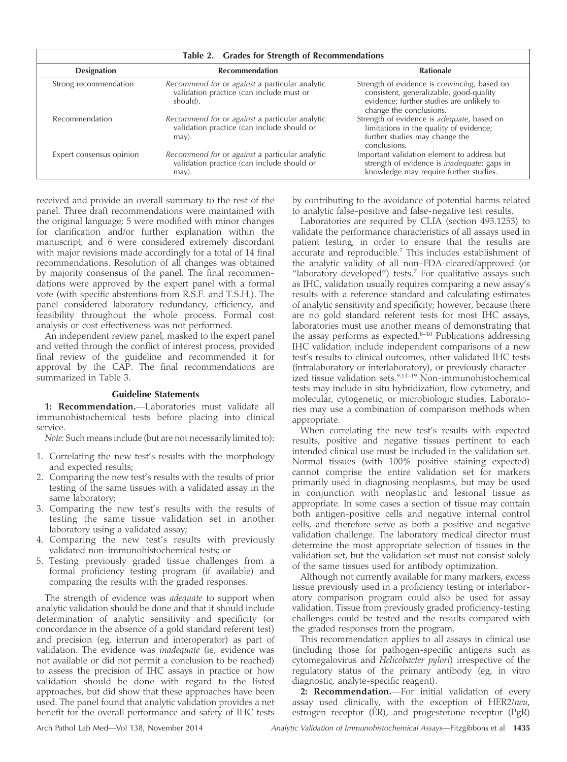**Table 2. Grades for Strength of Recommendations**

| Designation | Recommendation | Rationale |
|---|---|---|
| Strong recommendation | *Recommend for* or *against* a particular analytic validation practice (can include must or should). | Strength of evidence is *convincing*, based on consistent, generalizable, good-quality evidence; further studies are unlikely to change the conclusions. |
| Recommendation | *Recommend for* or *against* a particular analytic validation practice (can include should or may). | Strength of evidence is *adequate*, based on limitations in the quality of evidence; further studies may change the conclusions. |
| Expert consensus opinion | *Recommend for* or *against* a particular analytic validation practice (can include should or may). | Important validation element to address but strength of evidence is *inadequate*; gaps in knowledge may require further studies. |

received and provide an overall summary to the rest of the panel. Three draft recommendations were maintained with the original language; 5 were modified with minor changes for clarification and/or further explanation within the manuscript, and 6 were considered extremely discordant with major revisions made accordingly for a total of 14 final recommendations. Resolution of all changes was obtained by majority consensus of the panel. The final recommendations were approved by the expert panel with a formal vote (with specific abstentions from R.S.F. and T.S.H.). The panel considered laboratory redundancy, efficiency, and feasibility throughout the whole process. Formal cost analysis or cost effectiveness was not performed.

An independent review panel, masked to the expert panel and vetted through the conflict of interest process, provided final review of the guideline and recommended it for approval by the CAP. The final recommendations are summarized in Table 3.

## Guideline Statements

**1: Recommendation.**—Laboratories must validate all immunohistochemical tests before placing into clinical service.

*Note:* Such means include (but are not necessarily limited to):

1. Correlating the new test's results with the morphology and expected results;
2. Comparing the new test's results with the results of prior testing of the same tissues with a validated assay in the same laboratory;
3. Comparing the new test's results with the results of testing the same tissue validation set in another laboratory using a validated assay;
4. Comparing the new test's results with previously validated non-immunohistochemical tests; or
5. Testing previously graded tissue challenges from a formal proficiency testing program (if available) and comparing the results with the graded responses.

The strength of evidence was *adequate* to support when analytic validation should be done and that it should include determination of analytic sensitivity and specificity (or concordance in the absence of a gold standard referent test) and precision (eg, interrun and interoperator) as part of validation. The evidence was *inadequate* (ie, evidence was not available or did not permit a conclusion to be reached) to assess the precision of IHC assays in practice or how validation should be done with regard to the listed approaches, but did show that these approaches have been used. The panel found that analytic validation provides a net benefit for the overall performance and safety of IHC tests by contributing to the avoidance of potential harms related to analytic false-positive and false-negative test results.

Laboratories are required by CLIA (section 493.1253) to validate the performance characteristics of all assays used in patient testing, in order to ensure that the results are accurate and reproducible.[7] This includes establishment of the analytic validity of all non–FDA-cleared/approved (or "laboratory-developed") tests.[7] For qualitative assays such as IHC, validation usually requires comparing a new assay's results with a reference standard and calculating estimates of analytic sensitivity and specificity; however, because there are no gold standard referent tests for most IHC assays, laboratories must use another means of demonstrating that the assay performs as expected.[8–10] Publications addressing IHC validation include independent comparisons of a new test's results to clinical outcomes, other validated IHC tests (intralaboratory or interlaboratory), or previously characterized tissue validation sets.[9,11–19] Non-immunohistochemical tests may include in situ hybridization, flow cytometry, and molecular, cytogenetic, or microbiologic studies. Laboratories may use a combination of comparison methods when appropriate.

When correlating the new test's results with expected results, positive and negative tissues pertinent to each intended clinical use must be included in the validation set. Normal tissues (with 100% positive staining expected) cannot comprise the entire validation set for markers primarily used in diagnosing neoplasms, but may be used in conjunction with neoplastic and lesional tissue as appropriate. In some cases a section of tissue may contain both antigen-positive cells and negative internal control cells, and therefore serve as both a positive and negative validation challenge. The laboratory medical director must determine the most appropriate selection of tissues in the validation set, but the validation set must not consist solely of the same tissues used for antibody optimization.

Although not currently available for many markers, excess tissue previously used in a proficiency testing or interlaboratory comparison program could also be used for assay validation. Tissue from previously graded proficiency-testing challenges could be tested and the results compared with the graded responses from the program.

This recommendation applies to all assays in clinical use (including those for pathogen-specific antigens such as cytomegalovirus and *Helicobacter pylori*) irrespective of the regulatory status of the primary antibody (eg, in vitro diagnostic, analyte-specific reagent).

**2: Recommendation.**—For initial validation of every assay used clinically, with the exception of HER2/*neu*, estrogen receptor (ER), and progesterone receptor (PgR)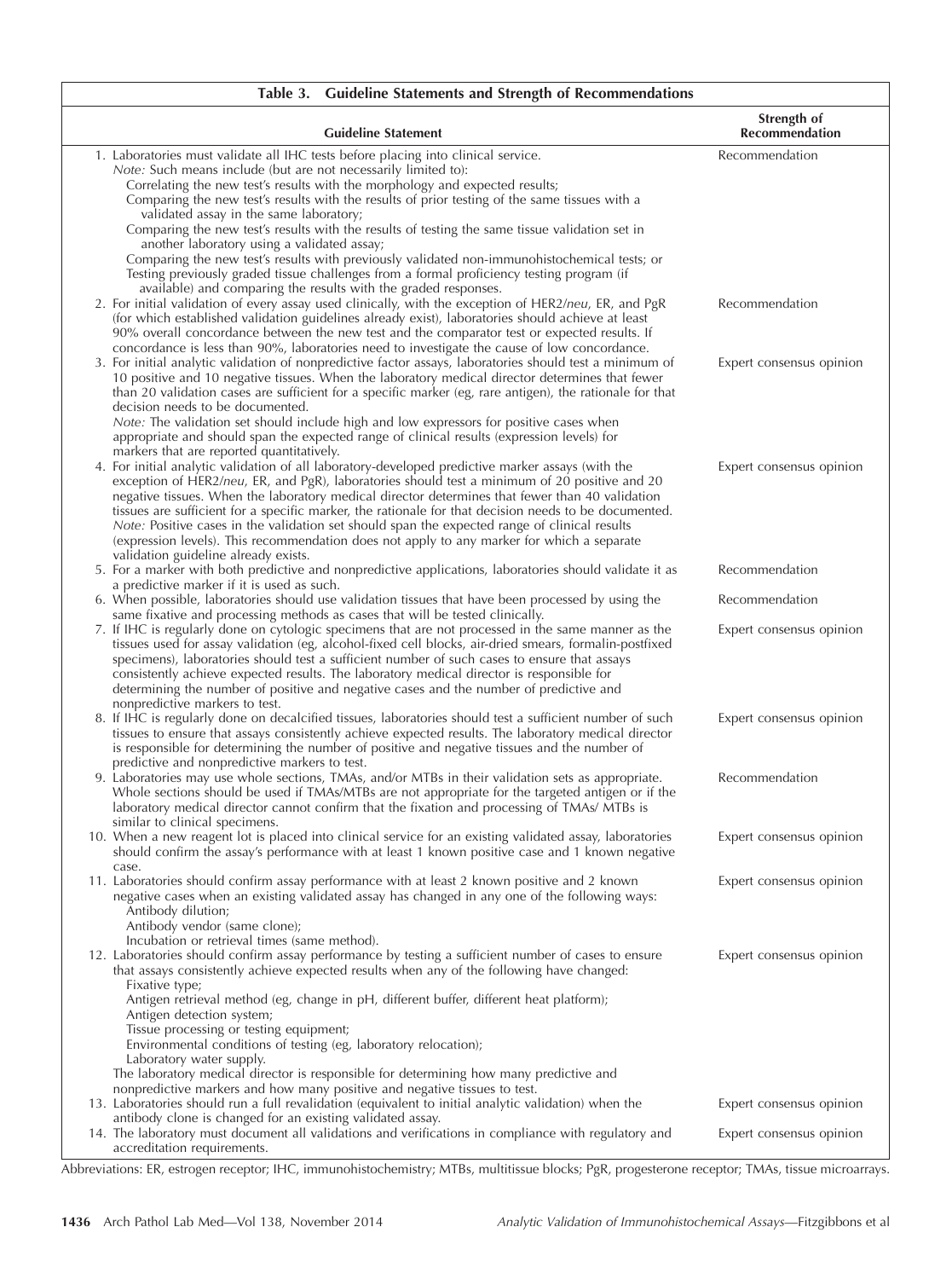**Table 3. Guideline Statements and Strength of Recommendations**

| Guideline Statement | Strength of Recommendation |
|---|---|
| 1. Laboratories must validate all IHC tests before placing into clinical service.<br>*Note:* Such means include (but are not necessarily limited to):<br>Correlating the new test's results with the morphology and expected results;<br>Comparing the new test's results with the results of prior testing of the same tissues with a validated assay in the same laboratory;<br>Comparing the new test's results with the results of testing the same tissue validation set in another laboratory using a validated assay;<br>Comparing the new test's results with previously validated non-immunohistochemical tests; or<br>Testing previously graded tissue challenges from a formal proficiency testing program (if available) and comparing the results with the graded responses. | Recommendation |
| 2. For initial validation of every assay used clinically, with the exception of HER2/*neu*, ER, and PgR (for which established validation guidelines already exist), laboratories should achieve at least 90% overall concordance between the new test and the comparator test or expected results. If concordance is less than 90%, laboratories need to investigate the cause of low concordance. | Recommendation |
| 3. For initial analytic validation of nonpredictive factor assays, laboratories should test a minimum of 10 positive and 10 negative tissues. When the laboratory medical director determines that fewer than 20 validation cases are sufficient for a specific marker (eg, rare antigen), the rationale for that decision needs to be documented.<br>*Note:* The validation set should include high and low expressors for positive cases when appropriate and should span the expected range of clinical results (expression levels) for markers that are reported quantitatively. | Expert consensus opinion |
| 4. For initial analytic validation of all laboratory-developed predictive marker assays (with the exception of HER2/*neu*, ER, and PgR), laboratories should test a minimum of 20 positive and 20 negative tissues. When the laboratory medical director determines that fewer than 40 validation tissues are sufficient for a specific marker, the rationale for that decision needs to be documented.<br>*Note:* Positive cases in the validation set should span the expected range of clinical results (expression levels). This recommendation does not apply to any marker for which a separate validation guideline already exists. | Expert consensus opinion |
| 5. For a marker with both predictive and nonpredictive applications, laboratories should validate it as a predictive marker if it is used as such. | Recommendation |
| 6. When possible, laboratories should use validation tissues that have been processed by using the same fixative and processing methods as cases that will be tested clinically. | Recommendation |
| 7. If IHC is regularly done on cytologic specimens that are not processed in the same manner as the tissues used for assay validation (eg, alcohol-fixed cell blocks, air-dried smears, formalin-postfixed specimens), laboratories should test a sufficient number of such cases to ensure that assays consistently achieve expected results. The laboratory medical director is responsible for determining the number of positive and negative cases and the number of predictive and nonpredictive markers to test. | Expert consensus opinion |
| 8. If IHC is regularly done on decalcified tissues, laboratories should test a sufficient number of such tissues to ensure that assays consistently achieve expected results. The laboratory medical director is responsible for determining the number of positive and negative tissues and the number of predictive and nonpredictive markers to test. | Expert consensus opinion |
| 9. Laboratories may use whole sections, TMAs, and/or MTBs in their validation sets as appropriate. Whole sections should be used if TMAs/MTBs are not appropriate for the targeted antigen or if the laboratory medical director cannot confirm that the fixation and processing of TMAs/ MTBs is similar to clinical specimens. | Recommendation |
| 10. When a new reagent lot is placed into clinical service for an existing validated assay, laboratories should confirm the assay's performance with at least 1 known positive case and 1 known negative case. | Expert consensus opinion |
| 11. Laboratories should confirm assay performance with at least 2 known positive and 2 known negative cases when an existing validated assay has changed in any one of the following ways:<br>Antibody dilution;<br>Antibody vendor (same clone);<br>Incubation or retrieval times (same method). | Expert consensus opinion |
| 12. Laboratories should confirm assay performance by testing a sufficient number of cases to ensure that assays consistently achieve expected results when any of the following have changed:<br>Fixative type;<br>Antigen retrieval method (eg, change in pH, different buffer, different heat platform);<br>Antigen detection system;<br>Tissue processing or testing equipment;<br>Environmental conditions of testing (eg, laboratory relocation);<br>Laboratory water supply.<br>The laboratory medical director is responsible for determining how many predictive and nonpredictive markers and how many positive and negative tissues to test. | Expert consensus opinion |
| 13. Laboratories should run a full revalidation (equivalent to initial analytic validation) when the antibody clone is changed for an existing validated assay. | Expert consensus opinion |
| 14. The laboratory must document all validations and verifications in compliance with regulatory and accreditation requirements. | Expert consensus opinion |

Abbreviations: ER, estrogen receptor; IHC, immunohistochemistry; MTBs, multitissue blocks; PgR, progesterone receptor; TMAs, tissue microarrays.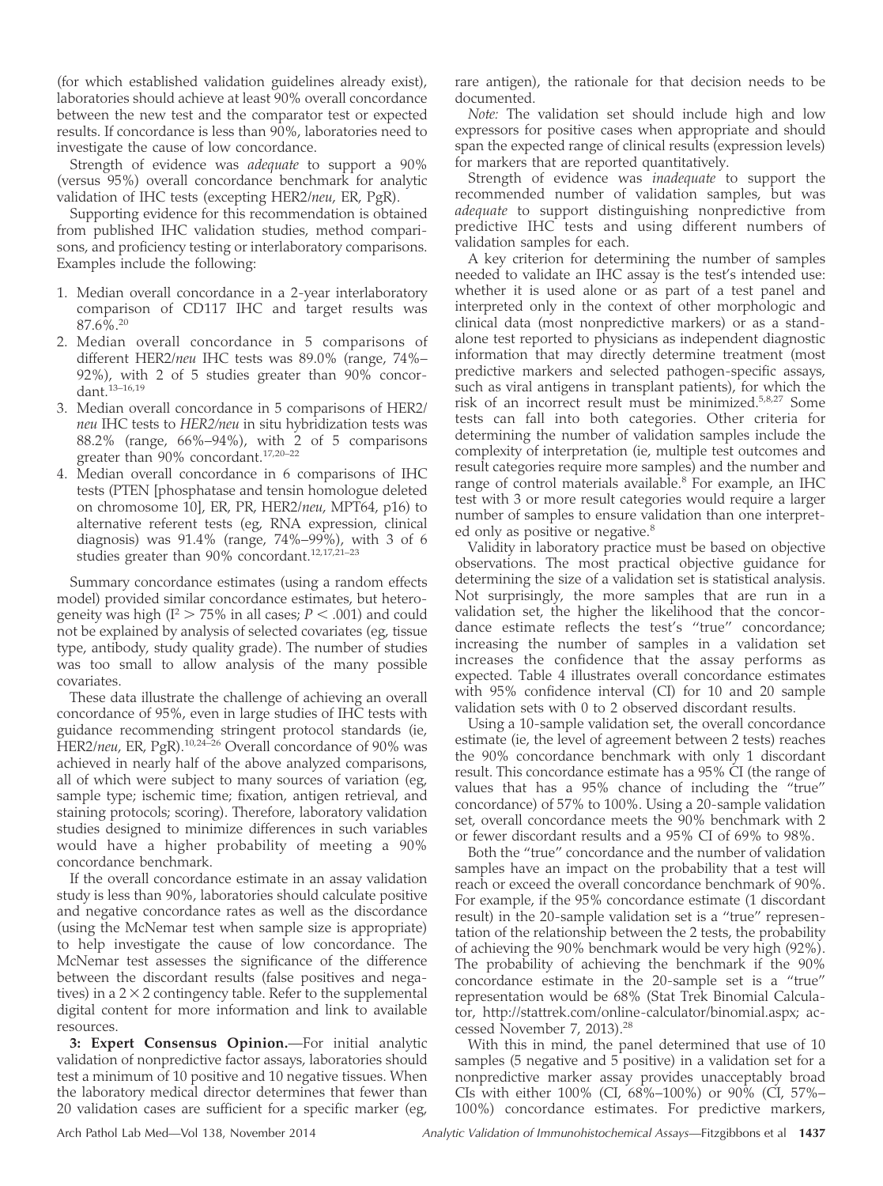(for which established validation guidelines already exist), laboratories should achieve at least 90% overall concordance between the new test and the comparator test or expected results. If concordance is less than 90%, laboratories need to investigate the cause of low concordance.

Strength of evidence was *adequate* to support a 90% (versus 95%) overall concordance benchmark for analytic validation of IHC tests (excepting HER2/*neu*, ER, PgR).

Supporting evidence for this recommendation is obtained from published IHC validation studies, method comparisons, and proficiency testing or interlaboratory comparisons. Examples include the following:

1. Median overall concordance in a 2-year interlaboratory comparison of CD117 IHC and target results was 87.6%.[20]
2. Median overall concordance in 5 comparisons of different HER2/*neu* IHC tests was 89.0% (range, 74%–92%), with 2 of 5 studies greater than 90% concordant.[13–16,19]
3. Median overall concordance in 5 comparisons of HER2/*neu* IHC tests to *HER2/neu* in situ hybridization tests was 88.2% (range, 66%–94%), with 2 of 5 comparisons greater than 90% concordant.[17,20–22]
4. Median overall concordance in 6 comparisons of IHC tests (PTEN [phosphatase and tensin homologue deleted on chromosome 10], ER, PR, HER2/*neu*, MPT64, p16) to alternative referent tests (eg, RNA expression, clinical diagnosis) was 91.4% (range, 74%–99%), with 3 of 6 studies greater than 90% concordant.[12,17,21–23]

Summary concordance estimates (using a random effects model) provided similar concordance estimates, but heterogeneity was high ($I^2 > 75\%$ in all cases; $P < .001$) and could not be explained by analysis of selected covariates (eg, tissue type, antibody, study quality grade). The number of studies was too small to allow analysis of the many possible covariates.

These data illustrate the challenge of achieving an overall concordance of 95%, even in large studies of IHC tests with guidance recommending stringent protocol standards (ie, HER2/*neu*, ER, PgR).[10,24–26] Overall concordance of 90% was achieved in nearly half of the above analyzed comparisons, all of which were subject to many sources of variation (eg, sample type; ischemic time; fixation, antigen retrieval, and staining protocols; scoring). Therefore, laboratory validation studies designed to minimize differences in such variables would have a higher probability of meeting a 90% concordance benchmark.

If the overall concordance estimate in an assay validation study is less than 90%, laboratories should calculate positive and negative concordance rates as well as the discordance (using the McNemar test when sample size is appropriate) to help investigate the cause of low concordance. The McNemar test assesses the significance of the difference between the discordant results (false positives and negatives) in a $2 \times 2$ contingency table. Refer to the supplemental digital content for more information and link to available resources.

**3: Expert Consensus Opinion.**—For initial analytic validation of nonpredictive factor assays, laboratories should test a minimum of 10 positive and 10 negative tissues. When the laboratory medical director determines that fewer than 20 validation cases are sufficient for a specific marker (eg, rare antigen), the rationale for that decision needs to be documented.

*Note:* The validation set should include high and low expressors for positive cases when appropriate and should span the expected range of clinical results (expression levels) for markers that are reported quantitatively.

Strength of evidence was *inadequate* to support the recommended number of validation samples, but was *adequate* to support distinguishing nonpredictive from predictive IHC tests and using different numbers of validation samples for each.

A key criterion for determining the number of samples needed to validate an IHC assay is the test's intended use: whether it is used alone or as part of a test panel and interpreted only in the context of other morphologic and clinical data (most nonpredictive markers) or as a standalone test reported to physicians as independent diagnostic information that may directly determine treatment (most predictive markers and selected pathogen-specific assays, such as viral antigens in transplant patients), for which the risk of an incorrect result must be minimized.[5,8,27] Some tests can fall into both categories. Other criteria for determining the number of validation samples include the complexity of interpretation (ie, multiple test outcomes and result categories require more samples) and the number and range of control materials available.[8] For example, an IHC test with 3 or more result categories would require a larger number of samples to ensure validation than one interpreted only as positive or negative.[8]

Validity in laboratory practice must be based on objective observations. The most practical objective guidance for determining the size of a validation set is statistical analysis. Not surprisingly, the more samples that are run in a validation set, the higher the likelihood that the concordance estimate reflects the test's "true" concordance; increasing the number of samples in a validation set increases the confidence that the assay performs as expected. Table 4 illustrates overall concordance estimates with 95% confidence interval (CI) for 10 and 20 sample validation sets with 0 to 2 observed discordant results.

Using a 10-sample validation set, the overall concordance estimate (ie, the level of agreement between 2 tests) reaches the 90% concordance benchmark with only 1 discordant result. This concordance estimate has a 95% CI (the range of values that has a 95% chance of including the "true" concordance) of 57% to 100%. Using a 20-sample validation set, overall concordance meets the 90% benchmark with 2 or fewer discordant results and a 95% CI of 69% to 98%.

Both the "true" concordance and the number of validation samples have an impact on the probability that a test will reach or exceed the overall concordance benchmark of 90%. For example, if the 95% concordance estimate (1 discordant result) in the 20-sample validation set is a "true" representation of the relationship between the 2 tests, the probability of achieving the 90% benchmark would be very high (92%). The probability of achieving the benchmark if the 90% concordance estimate in the 20-sample set is a "true" representation would be 68% (Stat Trek Binomial Calculator, http://stattrek.com/online-calculator/binomial.aspx; accessed November 7, 2013).[28]

With this in mind, the panel determined that use of 10 samples (5 negative and 5 positive) in a validation set for a nonpredictive marker assay provides unacceptably broad CIs with either 100% (CI, 68%–100%) or 90% (CI, 57%–100%) concordance estimates. For predictive markers,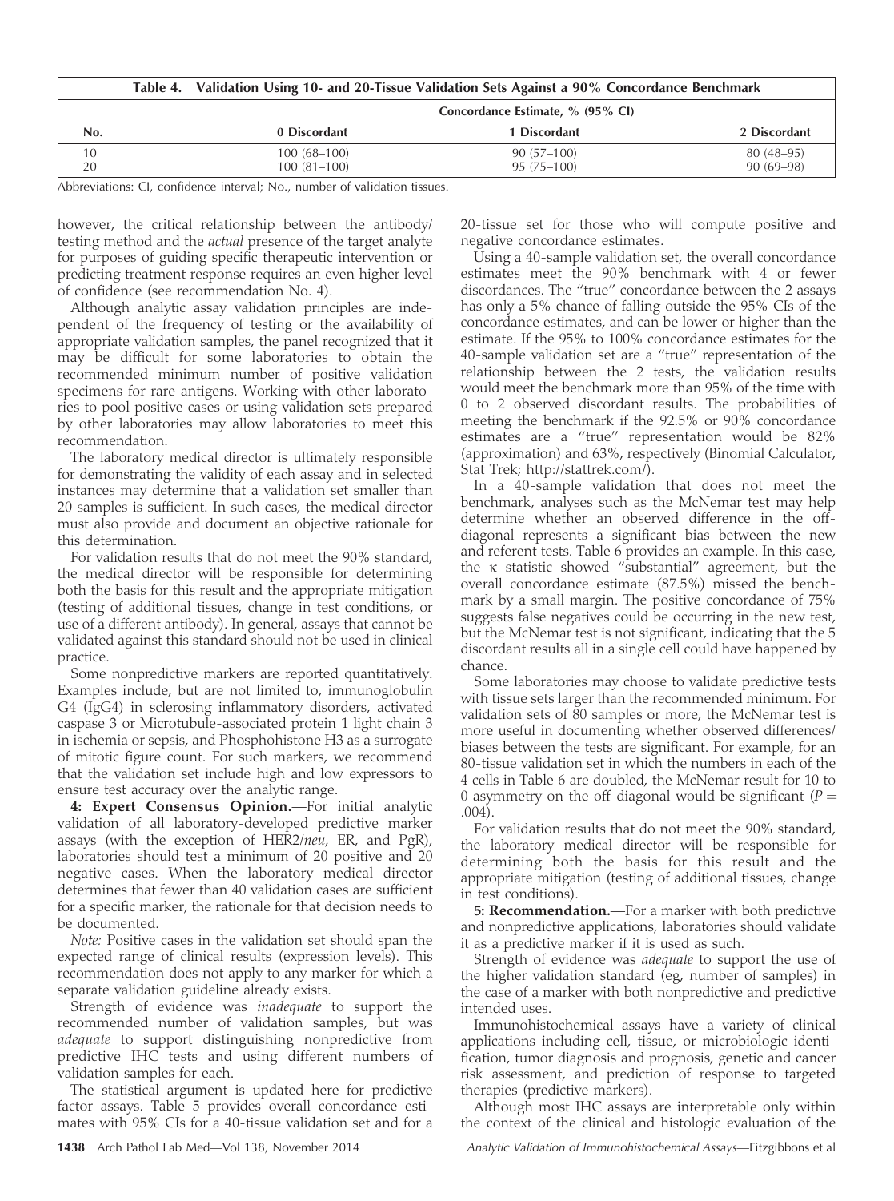**Table 4. Validation Using 10- and 20-Tissue Validation Sets Against a 90% Concordance Benchmark**

| No. | Concordance Estimate, % (95% CI) | | |
|---|---|---|---|
| | 0 Discordant | 1 Discordant | 2 Discordant |
| 10 | 100 (68–100) | 90 (57–100) | 80 (48–95) |
| 20 | 100 (81–100) | 95 (75–100) | 90 (69–98) |

Abbreviations: CI, confidence interval; No., number of validation tissues.

however, the critical relationship between the antibody/testing method and the *actual* presence of the target analyte for purposes of guiding specific therapeutic intervention or predicting treatment response requires an even higher level of confidence (see recommendation No. 4).

Although analytic assay validation principles are independent of the frequency of testing or the availability of appropriate validation samples, the panel recognized that it may be difficult for some laboratories to obtain the recommended minimum number of positive validation specimens for rare antigens. Working with other laboratories to pool positive cases or using validation sets prepared by other laboratories may allow laboratories to meet this recommendation.

The laboratory medical director is ultimately responsible for demonstrating the validity of each assay and in selected instances may determine that a validation set smaller than 20 samples is sufficient. In such cases, the medical director must also provide and document an objective rationale for this determination.

For validation results that do not meet the 90% standard, the medical director will be responsible for determining both the basis for this result and the appropriate mitigation (testing of additional tissues, change in test conditions, or use of a different antibody). In general, assays that cannot be validated against this standard should not be used in clinical practice.

Some nonpredictive markers are reported quantitatively. Examples include, but are not limited to, immunoglobulin G4 (IgG4) in sclerosing inflammatory disorders, activated caspase 3 or Microtubule-associated protein 1 light chain 3 in ischemia or sepsis, and Phosphohistone H3 as a surrogate of mitotic figure count. For such markers, we recommend that the validation set include high and low expressors to ensure test accuracy over the analytic range.

**4: Expert Consensus Opinion.**—For initial analytic validation of all laboratory-developed predictive marker assays (with the exception of HER2/*neu*, ER, and PgR), laboratories should test a minimum of 20 positive and 20 negative cases. When the laboratory medical director determines that fewer than 40 validation cases are sufficient for a specific marker, the rationale for that decision needs to be documented.

*Note:* Positive cases in the validation set should span the expected range of clinical results (expression levels). This recommendation does not apply to any marker for which a separate validation guideline already exists.

Strength of evidence was *inadequate* to support the recommended number of validation samples, but was *adequate* to support distinguishing nonpredictive from predictive IHC tests and using different numbers of validation samples for each.

The statistical argument is updated here for predictive factor assays. Table 5 provides overall concordance estimates with 95% CIs for a 40-tissue validation set and for a 20-tissue set for those who will compute positive and negative concordance estimates.

Using a 40-sample validation set, the overall concordance estimates meet the 90% benchmark with 4 or fewer discordances. The "true" concordance between the 2 assays has only a 5% chance of falling outside the 95% CIs of the concordance estimates, and can be lower or higher than the estimate. If the 95% to 100% concordance estimates for the 40-sample validation set are a "true" representation of the relationship between the 2 tests, the validation results would meet the benchmark more than 95% of the time with 0 to 2 observed discordant results. The probabilities of meeting the benchmark if the 92.5% or 90% concordance estimates are a "true" representation would be 82% (approximation) and 63%, respectively (Binomial Calculator, Stat Trek; http://stattrek.com/).

In a 40-sample validation that does not meet the benchmark, analyses such as the McNemar test may help determine whether an observed difference in the off-diagonal represents a significant bias between the new and referent tests. Table 6 provides an example. In this case, the $\kappa$ statistic showed "substantial" agreement, but the overall concordance estimate (87.5%) missed the benchmark by a small margin. The positive concordance of 75% suggests false negatives could be occurring in the new test, but the McNemar test is not significant, indicating that the 5 discordant results all in a single cell could have happened by chance.

Some laboratories may choose to validate predictive tests with tissue sets larger than the recommended minimum. For validation sets of 80 samples or more, the McNemar test is more useful in documenting whether observed differences/biases between the tests are significant. For example, for an 80-tissue validation set in which the numbers in each of the 4 cells in Table 6 are doubled, the McNemar result for 10 to 0 asymmetry on the off-diagonal would be significant ($P = .004$).

For validation results that do not meet the 90% standard, the laboratory medical director will be responsible for determining both the basis for this result and the appropriate mitigation (testing of additional tissues, change in test conditions).

**5: Recommendation.**—For a marker with both predictive and nonpredictive applications, laboratories should validate it as a predictive marker if it is used as such.

Strength of evidence was *adequate* to support the use of the higher validation standard (eg, number of samples) in the case of a marker with both nonpredictive and predictive intended uses.

Immunohistochemical assays have a variety of clinical applications including cell, tissue, or microbiologic identification, tumor diagnosis and prognosis, genetic and cancer risk assessment, and prediction of response to targeted therapies (predictive markers).

Although most IHC assays are interpretable only within the context of the clinical and histologic evaluation of the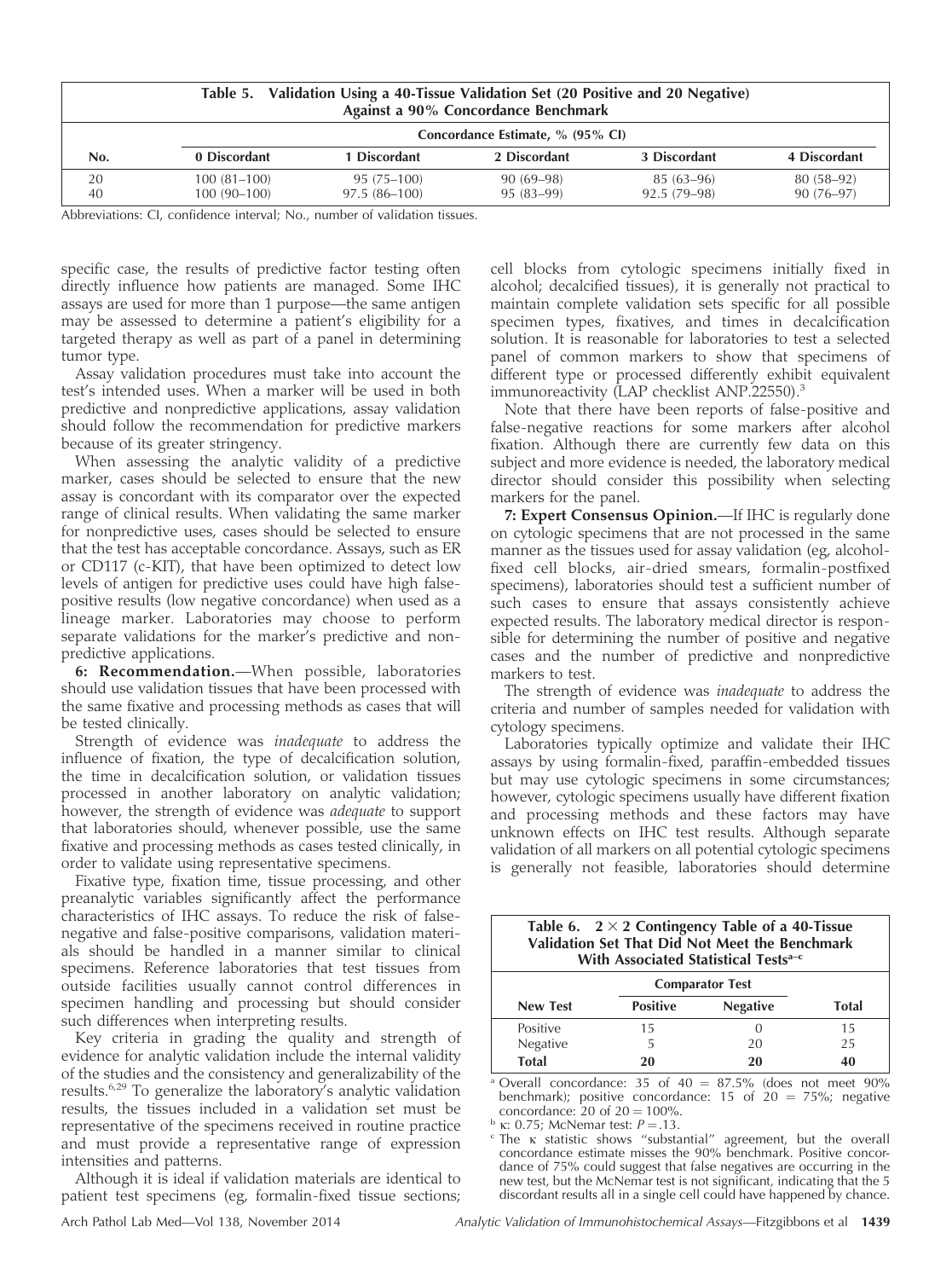**Table 5. Validation Using a 40-Tissue Validation Set (20 Positive and 20 Negative) Against a 90% Concordance Benchmark**

| No. | Concordance Estimate, % (95% CI) | | | | |
|---|---|---|---|---|---|
| | 0 Discordant | 1 Discordant | 2 Discordant | 3 Discordant | 4 Discordant |
| 20 | 100 (81–100) | 95 (75–100) | 90 (69–98) | 85 (63–96) | 80 (58–92) |
| 40 | 100 (90–100) | 97.5 (86–100) | 95 (83–99) | 92.5 (79–98) | 90 (76–97) |

Abbreviations: CI, confidence interval; No., number of validation tissues.

specific case, the results of predictive factor testing often directly influence how patients are managed. Some IHC assays are used for more than 1 purpose—the same antigen may be assessed to determine a patient's eligibility for a targeted therapy as well as part of a panel in determining tumor type.

Assay validation procedures must take into account the test's intended uses. When a marker will be used in both predictive and nonpredictive applications, assay validation should follow the recommendation for predictive markers because of its greater stringency.

When assessing the analytic validity of a predictive marker, cases should be selected to ensure that the new assay is concordant with its comparator over the expected range of clinical results. When validating the same marker for nonpredictive uses, cases should be selected to ensure that the test has acceptable concordance. Assays, such as ER or CD117 (c-KIT), that have been optimized to detect low levels of antigen for predictive uses could have high false-positive results (low negative concordance) when used as a lineage marker. Laboratories may choose to perform separate validations for the marker's predictive and nonpredictive applications.

**6: Recommendation.**—When possible, laboratories should use validation tissues that have been processed with the same fixative and processing methods as cases that will be tested clinically.

Strength of evidence was *inadequate* to address the influence of fixation, the type of decalcification solution, the time in decalcification solution, or validation tissues processed in another laboratory on analytic validation; however, the strength of evidence was *adequate* to support that laboratories should, whenever possible, use the same fixative and processing methods as cases tested clinically, in order to validate using representative specimens.

Fixative type, fixation time, tissue processing, and other preanalytic variables significantly affect the performance characteristics of IHC assays. To reduce the risk of false-negative and false-positive comparisons, validation materials should be handled in a manner similar to clinical specimens. Reference laboratories that test tissues from outside facilities usually cannot control differences in specimen handling and processing but should consider such differences when interpreting results.

Key criteria in grading the quality and strength of evidence for analytic validation include the internal validity of the studies and the consistency and generalizability of the results.[6,29] To generalize the laboratory's analytic validation results, the tissues included in a validation set must be representative of the specimens received in routine practice and must provide a representative range of expression intensities and patterns.

Although it is ideal if validation materials are identical to patient test specimens (eg, formalin-fixed tissue sections; cell blocks from cytologic specimens initially fixed in alcohol; decalcified tissues), it is generally not practical to maintain complete validation sets specific for all possible specimen types, fixatives, and times in decalcification solution. It is reasonable for laboratories to test a selected panel of common markers to show that specimens of different type or processed differently exhibit equivalent immunoreactivity (LAP checklist ANP.22550).[3]

Note that there have been reports of false-positive and false-negative reactions for some markers after alcohol fixation. Although there are currently few data on this subject and more evidence is needed, the laboratory medical director should consider this possibility when selecting markers for the panel.

**7: Expert Consensus Opinion.**—If IHC is regularly done on cytologic specimens that are not processed in the same manner as the tissues used for assay validation (eg, alcohol-fixed cell blocks, air-dried smears, formalin-postfixed specimens), laboratories should test a sufficient number of such cases to ensure that assays consistently achieve expected results. The laboratory medical director is responsible for determining the number of positive and negative cases and the number of predictive and nonpredictive markers to test.

The strength of evidence was *inadequate* to address the criteria and number of samples needed for validation with cytology specimens.

Laboratories typically optimize and validate their IHC assays by using formalin-fixed, paraffin-embedded tissues but may use cytologic specimens in some circumstances; however, cytologic specimens usually have different fixation and processing methods and these factors may have unknown effects on IHC test results. Although separate validation of all markers on all potential cytologic specimens is generally not feasible, laboratories should determine

**Table 6. $2 \times 2$ Contingency Table of a 40-Tissue Validation Set That Did Not Meet the Benchmark With Associated Statistical Tests[a–c]**

| New Test | Comparator Test | | Total |
|---|---|---|---|
| | Positive | Negative | |
| Positive | 15 | 0 | 15 |
| Negative | 5 | 20 | 25 |
| **Total** | **20** | **20** | **40** |

[a] Overall concordance: 35 of 40 = 87.5% (does not meet 90% benchmark); positive concordance: 15 of 20 = 75%; negative concordance: 20 of 20 = 100%.

[b] $\kappa$: 0.75; McNemar test: $P = .13$.

[c] The $\kappa$ statistic shows "substantial" agreement, but the overall concordance estimate misses the 90% benchmark. Positive concordance of 75% could suggest that false negatives are occurring in the new test, but the McNemar test is not significant, indicating that the 5 discordant results all in a single cell could have happened by chance.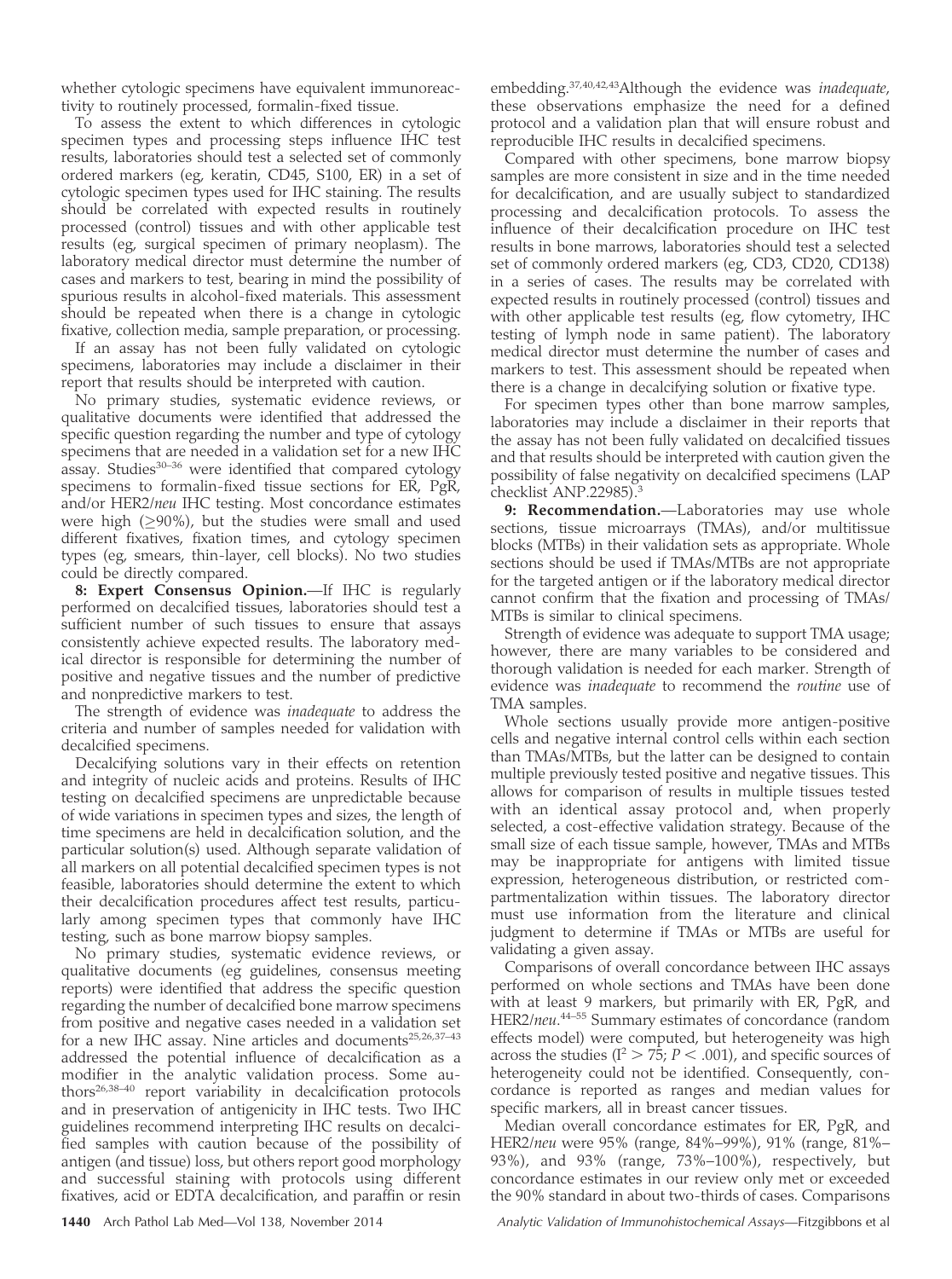whether cytologic specimens have equivalent immunoreactivity to routinely processed, formalin-fixed tissue.

To assess the extent to which differences in cytologic specimen types and processing steps influence IHC test results, laboratories should test a selected set of commonly ordered markers (eg, keratin, CD45, S100, ER) in a set of cytologic specimen types used for IHC staining. The results should be correlated with expected results in routinely processed (control) tissues and with other applicable test results (eg, surgical specimen of primary neoplasm). The laboratory medical director must determine the number of cases and markers to test, bearing in mind the possibility of spurious results in alcohol-fixed materials. This assessment should be repeated when there is a change in cytologic fixative, collection media, sample preparation, or processing.

If an assay has not been fully validated on cytologic specimens, laboratories may include a disclaimer in their report that results should be interpreted with caution.

No primary studies, systematic evidence reviews, or qualitative documents were identified that addressed the specific question regarding the number and type of cytology specimens that are needed in a validation set for a new IHC assay. Studies[30–36] were identified that compared cytology specimens to formalin-fixed tissue sections for ER, PgR, and/or HER2/*neu* IHC testing. Most concordance estimates were high ($\geq$90%), but the studies were small and used different fixatives, fixation times, and cytology specimen types (eg, smears, thin-layer, cell blocks). No two studies could be directly compared.

**8: Expert Consensus Opinion.**—If IHC is regularly performed on decalcified tissues, laboratories should test a sufficient number of such tissues to ensure that assays consistently achieve expected results. The laboratory medical director is responsible for determining the number of positive and negative tissues and the number of predictive and nonpredictive markers to test.

The strength of evidence was *inadequate* to address the criteria and number of samples needed for validation with decalcified specimens.

Decalcifying solutions vary in their effects on retention and integrity of nucleic acids and proteins. Results of IHC testing on decalcified specimens are unpredictable because of wide variations in specimen types and sizes, the length of time specimens are held in decalcification solution, and the particular solution(s) used. Although separate validation of all markers on all potential decalcified specimen types is not feasible, laboratories should determine the extent to which their decalcification procedures affect test results, particularly among specimen types that commonly have IHC testing, such as bone marrow biopsy samples.

No primary studies, systematic evidence reviews, or qualitative documents (eg guidelines, consensus meeting reports) were identified that address the specific question regarding the number of decalcified bone marrow specimens from positive and negative cases needed in a validation set for a new IHC assay. Nine articles and documents[25,26,37–43] addressed the potential influence of decalcification as a modifier in the analytic validation process. Some authors[26,38–40] report variability in decalcification protocols and in preservation of antigenicity in IHC tests. Two IHC guidelines recommend interpreting IHC results on decalcified samples with caution because of the possibility of antigen (and tissue) loss, but others report good morphology and successful staining with protocols using different fixatives, acid or EDTA decalcification, and paraffin or resin embedding.[37,40,42,43] Although the evidence was *inadequate*, these observations emphasize the need for a defined protocol and a validation plan that will ensure robust and reproducible IHC results in decalcified specimens.

Compared with other specimens, bone marrow biopsy samples are more consistent in size and in the time needed for decalcification, and are usually subject to standardized processing and decalcification protocols. To assess the influence of their decalcification procedure on IHC test results in bone marrows, laboratories should test a selected set of commonly ordered markers (eg, CD3, CD20, CD138) in a series of cases. The results may be correlated with expected results in routinely processed (control) tissues and with other applicable test results (eg, flow cytometry, IHC testing of lymph node in same patient). The laboratory medical director must determine the number of cases and markers to test. This assessment should be repeated when there is a change in decalcifying solution or fixative type.

For specimen types other than bone marrow samples, laboratories may include a disclaimer in their reports that the assay has not been fully validated on decalcified tissues and that results should be interpreted with caution given the possibility of false negativity on decalcified specimens (LAP checklist ANP.22985).[3]

**9: Recommendation.**—Laboratories may use whole sections, tissue microarrays (TMAs), and/or multitissue blocks (MTBs) in their validation sets as appropriate. Whole sections should be used if TMAs/MTBs are not appropriate for the targeted antigen or if the laboratory medical director cannot confirm that the fixation and processing of TMAs/MTBs is similar to clinical specimens.

Strength of evidence was adequate to support TMA usage; however, there are many variables to be considered and thorough validation is needed for each marker. Strength of evidence was *inadequate* to recommend the *routine* use of TMA samples.

Whole sections usually provide more antigen-positive cells and negative internal control cells within each section than TMAs/MTBs, but the latter can be designed to contain multiple previously tested positive and negative tissues. This allows for comparison of results in multiple tissues tested with an identical assay protocol and, when properly selected, a cost-effective validation strategy. Because of the small size of each tissue sample, however, TMAs and MTBs may be inappropriate for antigens with limited tissue expression, heterogeneous distribution, or restricted compartmentalization within tissues. The laboratory director must use information from the literature and clinical judgment to determine if TMAs or MTBs are useful for validating a given assay.

Comparisons of overall concordance between IHC assays performed on whole sections and TMAs have been done with at least 9 markers, but primarily with ER, PgR, and HER2/*neu*.[44–55] Summary estimates of concordance (random effects model) were computed, but heterogeneity was high across the studies ($I^2 > 75$; $P < .001$), and specific sources of heterogeneity could not be identified. Consequently, concordance is reported as ranges and median values for specific markers, all in breast cancer tissues.

Median overall concordance estimates for ER, PgR, and HER2/*neu* were 95% (range, 84%–99%), 91% (range, 81%–93%), and 93% (range, 73%–100%), respectively, but concordance estimates in our review only met or exceeded the 90% standard in about two-thirds of cases. Comparisons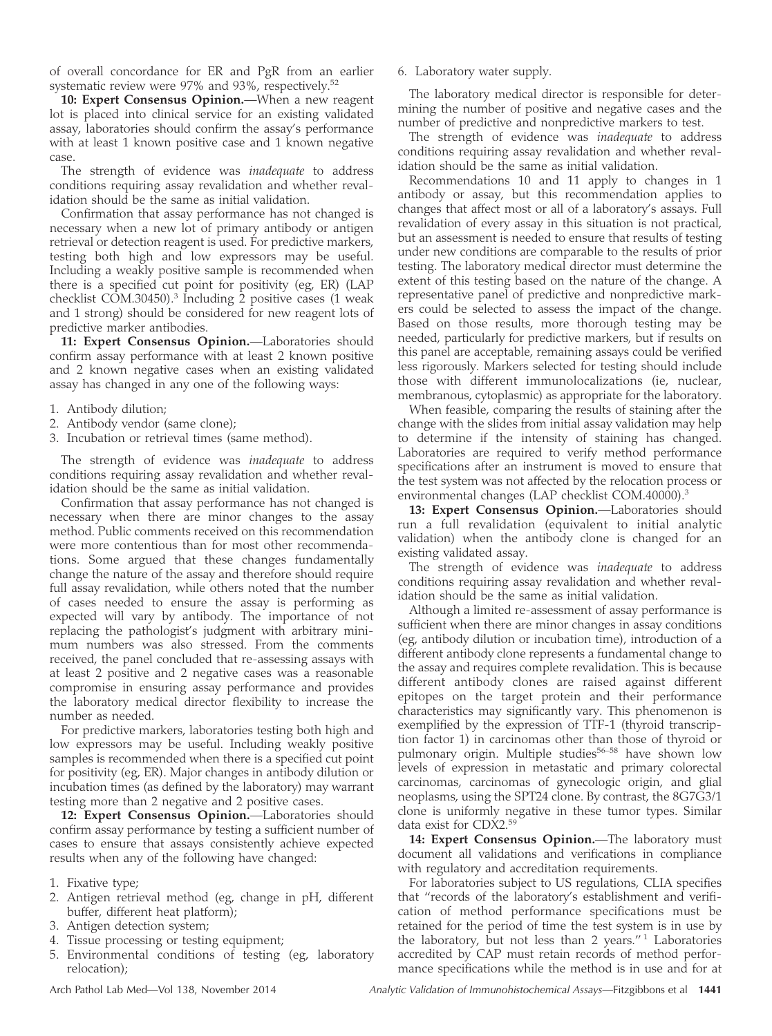of overall concordance for ER and PgR from an earlier systematic review were 97% and 93%, respectively.[52]

**10: Expert Consensus Opinion.**—When a new reagent lot is placed into clinical service for an existing validated assay, laboratories should confirm the assay's performance with at least 1 known positive case and 1 known negative case.

The strength of evidence was *inadequate* to address conditions requiring assay revalidation and whether revalidation should be the same as initial validation.

Confirmation that assay performance has not changed is necessary when a new lot of primary antibody or antigen retrieval or detection reagent is used. For predictive markers, testing both high and low expressors may be useful. Including a weakly positive sample is recommended when there is a specified cut point for positivity (eg, ER) (LAP checklist COM.30450).[3] Including 2 positive cases (1 weak and 1 strong) should be considered for new reagent lots of predictive marker antibodies.

**11: Expert Consensus Opinion.**—Laboratories should confirm assay performance with at least 2 known positive and 2 known negative cases when an existing validated assay has changed in any one of the following ways:

1. Antibody dilution;
2. Antibody vendor (same clone);
3. Incubation or retrieval times (same method).

The strength of evidence was *inadequate* to address conditions requiring assay revalidation and whether revalidation should be the same as initial validation.

Confirmation that assay performance has not changed is necessary when there are minor changes to the assay method. Public comments received on this recommendation were more contentious than for most other recommendations. Some argued that these changes fundamentally change the nature of the assay and therefore should require full assay revalidation, while others noted that the number of cases needed to ensure the assay is performing as expected will vary by antibody. The importance of not replacing the pathologist's judgment with arbitrary minimum numbers was also stressed. From the comments received, the panel concluded that re-assessing assays with at least 2 positive and 2 negative cases was a reasonable compromise in ensuring assay performance and provides the laboratory medical director flexibility to increase the number as needed.

For predictive markers, laboratories testing both high and low expressors may be useful. Including weakly positive samples is recommended when there is a specified cut point for positivity (eg, ER). Major changes in antibody dilution or incubation times (as defined by the laboratory) may warrant testing more than 2 negative and 2 positive cases.

**12: Expert Consensus Opinion.**—Laboratories should confirm assay performance by testing a sufficient number of cases to ensure that assays consistently achieve expected results when any of the following have changed:

1. Fixative type;
2. Antigen retrieval method (eg, change in pH, different buffer, different heat platform);
3. Antigen detection system;
4. Tissue processing or testing equipment;
5. Environmental conditions of testing (eg, laboratory relocation);
6. Laboratory water supply.

The laboratory medical director is responsible for determining the number of positive and negative cases and the number of predictive and nonpredictive markers to test.

The strength of evidence was *inadequate* to address conditions requiring assay revalidation and whether revalidation should be the same as initial validation.

Recommendations 10 and 11 apply to changes in 1 antibody or assay, but this recommendation applies to changes that affect most or all of a laboratory's assays. Full revalidation of every assay in this situation is not practical, but an assessment is needed to ensure that results of testing under new conditions are comparable to the results of prior testing. The laboratory medical director must determine the extent of this testing based on the nature of the change. A representative panel of predictive and nonpredictive markers could be selected to assess the impact of the change. Based on those results, more thorough testing may be needed, particularly for predictive markers, but if results on this panel are acceptable, remaining assays could be verified less rigorously. Markers selected for testing should include those with different immunolocalizations (ie, nuclear, membranous, cytoplasmic) as appropriate for the laboratory.

When feasible, comparing the results of staining after the change with the slides from initial assay validation may help to determine if the intensity of staining has changed. Laboratories are required to verify method performance specifications after an instrument is moved to ensure that the test system was not affected by the relocation process or environmental changes (LAP checklist COM.40000).[3]

**13: Expert Consensus Opinion.**—Laboratories should run a full revalidation (equivalent to initial analytic validation) when the antibody clone is changed for an existing validated assay.

The strength of evidence was *inadequate* to address conditions requiring assay revalidation and whether revalidation should be the same as initial validation.

Although a limited re-assessment of assay performance is sufficient when there are minor changes in assay conditions (eg, antibody dilution or incubation time), introduction of a different antibody clone represents a fundamental change to the assay and requires complete revalidation. This is because different antibody clones are raised against different epitopes on the target protein and their performance characteristics may significantly vary. This phenomenon is exemplified by the expression of TTF-1 (thyroid transcription factor 1) in carcinomas other than those of thyroid or pulmonary origin. Multiple studies[56–58] have shown low levels of expression in metastatic and primary colorectal carcinomas, carcinomas of gynecologic origin, and glial neoplasms, using the SPT24 clone. By contrast, the 8G7G3/1 clone is uniformly negative in these tumor types. Similar data exist for CDX2.[59]

**14: Expert Consensus Opinion.**—The laboratory must document all validations and verifications in compliance with regulatory and accreditation requirements.

For laboratories subject to US regulations, CLIA specifies that "records of the laboratory's establishment and verification of method performance specifications must be retained for the period of time the test system is in use by the laboratory, but not less than 2 years."[1] Laboratories accredited by CAP must retain records of method performance specifications while the method is in use and for at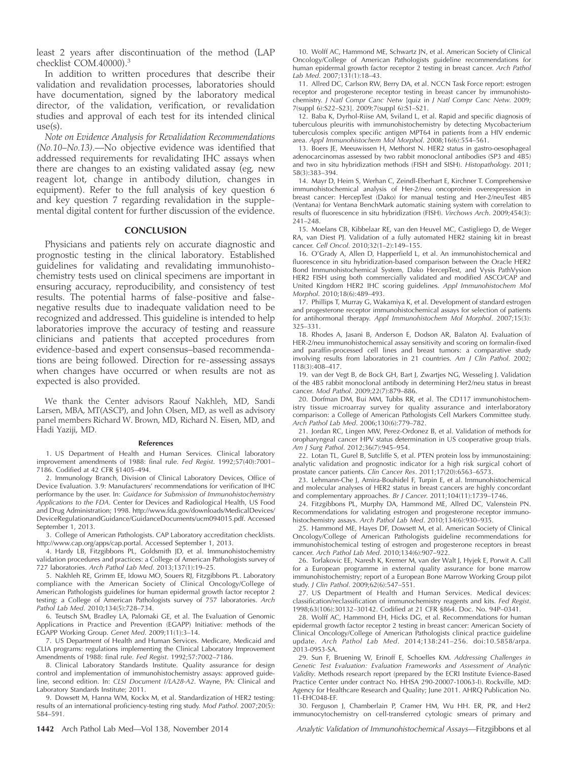least 2 years after discontinuation of the method (LAP checklist COM.40000).[3]

In addition to written procedures that describe their validation and revalidation processes, laboratories should have documentation, signed by the laboratory medical director, of the validation, verification, or revalidation studies and approval of each test for its intended clinical use(s).

*Note on Evidence Analysis for Revalidation Recommendations (No.10–No.13)*.—No objective evidence was identified that addressed requirements for revalidating IHC assays when there are changes to an existing validated assay (eg, new reagent lot, change in antibody dilution, changes in equipment). Refer to the full analysis of key question 6 and key question 7 regarding revalidation in the supplemental digital content for further discussion of the evidence.

## CONCLUSION

Physicians and patients rely on accurate diagnostic and prognostic testing in the clinical laboratory. Established guidelines for validating and revalidating immunohistochemistry tests used on clinical specimens are important in ensuring accuracy, reproducibility, and consistency of test results. The potential harms of false-positive and false-negative results due to inadequate validation need to be recognized and addressed. This guideline is intended to help laboratories improve the accuracy of testing and reassure clinicians and patients that accepted procedures from evidence-based and expert consensus–based recommendations are being followed. Direction for re-assessing assays when changes have occurred or when results are not as expected is also provided.

We thank the Center advisors Raouf Nakhleh, MD, Sandi Larsen, MBA, MT(ASCP), and John Olsen, MD, as well as advisory panel members Richard W. Brown, MD, Richard N. Eisen, MD, and Hadi Yaziji, MD.

### References

1. US Department of Health and Human Services. Clinical laboratory improvement amendments of 1988: final rule. *Fed Regist*. 1992;57(40):7001–7186. Codified at 42 CFR §1405–494.

2. Immunology Branch, Division of Clinical Laboratory Devices, Office of Device Evaluation. 3.9: Manufacturers' recommendations for verification of IHC performance by the user. In: *Guidance for Submission of Immunohistochemistry Applications to the FDA*. Center for Devices and Radiological Health, US Food and Drug Administration; 1998. http://www.fda.gov/downloads/MedicalDevices/DeviceRegulationandGuidance/GuidanceDocuments/ucm094015.pdf. Accessed September 1, 2013.

3. College of American Pathologists. CAP Laboratory accreditation checklists. http://www.cap.org/apps/cap.portal. Accessed September 1, 2013.

4. Hardy LB, Fitzgibbons PL, Goldsmith JD, et al. Immunohistochemistry validation procedures and practices: a College of American Pathologists survey of 727 laboratories. *Arch Pathol Lab Med*. 2013;137(1):19–25.

5. Nakhleh RE, Grimm EE, Idowu MO, Souers RJ, Fitzgibbons PL. Laboratory compliance with the American Society of Clinical Oncology/College of American Pathologists guidelines for human epidermal growth factor receptor 2 testing: a College of American Pathologists survey of 757 laboratories. *Arch Pathol Lab Med*. 2010;134(5):728–734.

6. Teutsch SM, Bradley LA, Palomaki GE, et al. The Evaluation of Genomic Applications in Practice and Prevention (EGAPP) Initiative: methods of the EGAPP Working Group. *Genet Med*. 2009;11(1):3–14.

7. US Department of Health and Human Services. Medicare, Medicaid and CLIA programs: regulations implementing the Clinical Laboratory Improvement Amendments of 1988: final rule. *Fed Regist*. 1992;57:7002–7186.

8. Clinical Laboratory Standards Institute. Quality assurance for design control and implementation of immunohistochemistry assays: approved guideline, second edition. In: *CLSI Document I/LA28-A2*. Wayne, PA: Clinical and Laboratory Standards Institute; 2011.

9. Dowsett M, Hanna WM, Kockx M, et al. Standardization of HER2 testing: results of an international proficiency-testing ring study. *Mod Pathol*. 2007;20(5):584–591.

10. Wolff AC, Hammond ME, Schwartz JN, et al. American Society of Clinical Oncology/College of American Pathologists guideline recommendations for human epidermal growth factor receptor 2 testing in breast cancer. *Arch Pathol Lab Med*. 2007;131(1):18–43.

11. Allred DC, Carlson RW, Berry DA, et al. NCCN Task Force report: estrogen receptor and progesterone receptor testing in breast cancer by immunohistochemistry. *J Natl Compr Canc Netw* [quiz in *J Natl Compr Canc Netw*. 2009;7(suppl 6):S22–S23]. 2009;7(suppl 6):S1–S21.

12. Baba K, Dyrhol-Riise AM, Sviland L, et al. Rapid and specific diagnosis of tuberculous pleuritis with immunohistochemistry by detecting Mycobacterium tuberculosis complex specific antigen MPT64 in patients from a HIV endemic area. *Appl Immunohistochem Mol Morphol*. 2008;16(6):554–561.

13. Boers JE, Meeuwissen H, Methorst N. HER2 status in gastro-oesophageal adenocarcinomas assessed by two rabbit monoclonal antibodies (SP3 and 4B5) and two in situ hybridization methods (FISH and SISH). *Histopathology*. 2011;58(3):383–394.

14. Mayr D, Heim S, Werhan C, Zeindl-Eberhart E, Kirchner T. Comprehensive immunohistochemical analysis of Her-2/neu oncoprotein overexpression in breast cancer: HercepTest (Dako) for manual testing and Her-2/neuTest 4B5 (Ventana) for Ventana BenchMark automatic staining system with correlation to results of fluorescence in situ hybridization (FISH). *Virchows Arch*. 2009;454(3):241–248.

15. Moelans CB, Kibbelaar RE, van den Heuvel MC, Castigliego D, de Weger RA, van Diest PJ. Validation of a fully automated HER2 staining kit in breast cancer. *Cell Oncol*. 2010;32(1–2):149–155.

16. O'Grady A, Allen D, Happerfield L, et al. An immunohistochemical and fluorescence in situ hybridization-based comparison between the Oracle HER2 Bond Immunohistochemical System, Dako HercepTest, and Vysis PathVysion HER2 FISH using both commercially validated and modified ASCO/CAP and United Kingdom HER2 IHC scoring guidelines. *Appl Immunohistochem Mol Morphol*. 2010;18(6):489–493.

17. Phillips T, Murray G, Wakamiya K, et al. Development of standard estrogen and progesterone receptor immunohistochemical assays for selection of patients for antihormonal therapy. *Appl Immunohistochem Mol Morphol*. 2007;15(3):325–331.

18. Rhodes A, Jasani B, Anderson E, Dodson AR, Balaton AJ. Evaluation of HER-2/neu immunohistochemical assay sensitivity and scoring on formalin-fixed and paraffin-processed cell lines and breast tumors: a comparative study involving results from laboratories in 21 countries. *Am J Clin Pathol*. 2002;118(3):408–417.

19. van der Vegt B, de Bock GH, Bart J, Zwartjes NG, Wesseling J. Validation of the 4B5 rabbit monoclonal antibody in determining Her2/neu status in breast cancer. *Mod Pathol*. 2009;22(7):879–886.

20. Dorfman DM, Bui MM, Tubbs RR, et al. The CD117 immunohistochemistry tissue microarray survey for quality assurance and interlaboratory comparison: a College of American Pathologists Cell Markers Committee study. *Arch Pathol Lab Med*. 2006;130(6):779–782.

21. Jordan RC, Lingen MW, Perez-Ordonez B, et al. Validation of methods for oropharyngeal cancer HPV status determination in US cooperative group trials. *Am J Surg Pathol*. 2012;36(7):945–954.

22. Lotan TL, Gurel B, Sutcliffe S, et al. PTEN protein loss by immunostaining: analytic validation and prognostic indicator for a high risk surgical cohort of prostate cancer patients. *Clin Cancer Res*. 2011;17(20):6563–6573.

23. Lehmann-Che J, Amira-Bouhidel F, Turpin E, et al. Immunohistochemical and molecular analyses of HER2 status in breast cancers are highly concordant and complementary approaches. *Br J Cancer*. 2011;104(11):1739–1746.

24. Fitzgibbons PL, Murphy DA, Hammond ME, Allred DC, Valenstein PN. Recommendations for validating estrogen and progesterone receptor immunohistochemistry assays. *Arch Pathol Lab Med*. 2010;134(6):930–935.

25. Hammond ME, Hayes DF, Dowsett M, et al. American Society of Clinical Oncology/College of American Pathologists guideline recommendations for immunohistochemical testing of estrogen and progesterone receptors in breast cancer. *Arch Pathol Lab Med*. 2010;134(6):907–922.

26. Torlakovic EE, Naresh K, Kremer M, van der Walt J, Hyjek E, Porwit A. Call for a European programme in external quality assurance for bone marrow immunohistochemistry; report of a European Bone Marrow Working Group pilot study. *J Clin Pathol*. 2009;62(6):547–551.

27. US Department of Health and Human Services. Medical devices: classification/reclassification of immunochemistry reagents and kits. *Fed Regist*. 1998;63(106):30132–30142. Codified at 21 CFR §864. Doc. No. 94P–0341.

28. Wolff AC, Hammond EH, Hicks DG, et al. Recommendations for human epidermal growth factor receptor 2 testing in breast cancer: American Society of Clinical Oncology/College of American Pathologists clinical practice guideline update. *Arch Pathol Lab Med*. 2014;138:241–256. doi:10.5858/arpa.2013-0953-SA.

29. Sun F, Bruening W, Erinoff E, Schoelles KM. *Addressing Challenges in Genetic Test Evaluation: Evaluation Frameworks and Assessment of Analytic Validity*. Methods research report (prepared by the ECRI Institute Evience-Based Practice Center under contract No. HHSA 290-20007-10063-I). Rockville, MD: Agency for Healthcare Research and Quality; June 2011. AHRQ Publication No. 11-EHC048-EF.

30. Ferguson J, Chamberlain P, Cramer HM, Wu HH. ER, PR, and Her2 immunocytochemistry on cell-transferred cytologic smears of primary and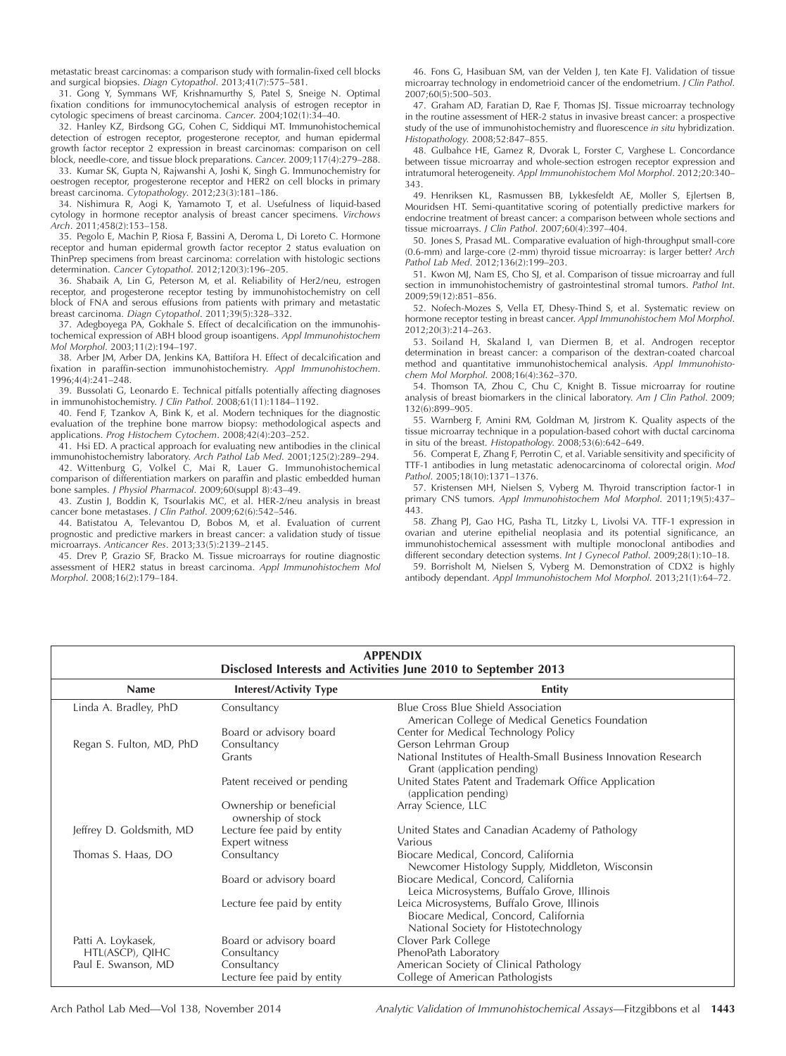metastatic breast carcinomas: a comparison study with formalin-fixed cell blocks and surgical biopsies. *Diagn Cytopathol*. 2013;41(7):575–581.

31. Gong Y, Symmans WF, Krishnamurthy S, Patel S, Sneige N. Optimal fixation conditions for immunocytochemical analysis of estrogen receptor in cytologic specimens of breast carcinoma. *Cancer*. 2004;102(1):34–40.

32. Hanley KZ, Birdsong GG, Cohen C, Siddiqui MT. Immunohistochemical detection of estrogen receptor, progesterone receptor, and human epidermal growth factor receptor 2 expression in breast carcinomas: comparison on cell block, needle-core, and tissue block preparations. *Cancer*. 2009;117(4):279–288.

33. Kumar SK, Gupta N, Rajwanshi A, Joshi K, Singh G. Immunochemistry for oestrogen receptor, progesterone receptor and HER2 on cell blocks in primary breast carcinoma. *Cytopathology*. 2012;23(3):181–186.

34. Nishimura R, Aogi K, Yamamoto T, et al. Usefulness of liquid-based cytology in hormone receptor analysis of breast cancer specimens. *Virchows Arch*. 2011;458(2):153–158.

35. Pegolo E, Machin P, Riosa F, Bassini A, Deroma L, Di Loreto C. Hormone receptor and human epidermal growth factor receptor 2 status evaluation on ThinPrep specimens from breast carcinoma: correlation with histologic sections determination. *Cancer Cytopathol*. 2012;120(3):196–205.

36. Shabaik A, Lin G, Peterson M, et al. Reliability of Her2/neu, estrogen receptor, and progesterone receptor testing by immunohistochemistry on cell block of FNA and serous effusions from patients with primary and metastatic breast carcinoma. *Diagn Cytopathol*. 2011;39(5):328–332.

37. Adegboyega PA, Gokhale S. Effect of decalcification on the immunohistochemical expression of ABH blood group isoantigens. *Appl Immunohistochem Mol Morphol*. 2003;11(2):194–197.

38. Arber JM, Arber DA, Jenkins KA, Battifora H. Effect of decalcification and fixation in paraffin-section immunohistochemistry. *Appl Immunohistochem*. 1996;4(4):241–248.

39. Bussolati G, Leonardo E. Technical pitfalls potentially affecting diagnoses in immunohistochemistry. *J Clin Pathol*. 2008;61(11):1184–1192.

40. Fend F, Tzankov A, Bink K, et al. Modern techniques for the diagnostic evaluation of the trephine bone marrow biopsy: methodological aspects and applications. *Prog Histochem Cytochem*. 2008;42(4):203–252.

41. Hsi ED. A practical approach for evaluating new antibodies in the clinical immunohistochemistry laboratory. *Arch Pathol Lab Med*. 2001;125(2):289–294.

42. Wittenburg G, Volkel C, Mai R, Lauer G. Immunohistochemical comparison of differentiation markers on paraffin and plastic embedded human bone samples. *J Physiol Pharmacol*. 2009;60(suppl 8):43–49.

43. Zustin J, Boddin K, Tsourlakis MC, et al. HER-2/neu analysis in breast cancer bone metastases. *J Clin Pathol*. 2009;62(6):542–546.

44. Batistatou A, Televantou D, Bobos M, et al. Evaluation of current prognostic and predictive markers in breast cancer: a validation study of tissue microarrays. *Anticancer Res*. 2013;33(5):2139–2145.

45. Drev P, Grazio SF, Bracko M. Tissue microarrays for routine diagnostic assessment of HER2 status in breast carcinoma. *Appl Immunohistochem Mol Morphol*. 2008;16(2):179–184.

46. Fons G, Hasibuan SM, van der Velden J, ten Kate FJ. Validation of tissue microarray technology in endometrioid cancer of the endometrium. *J Clin Pathol*. 2007;60(5):500–503.

47. Graham AD, Faratian D, Rae F, Thomas JSJ. Tissue microarray technology in the routine assessment of HER-2 status in invasive breast cancer: a prospective study of the use of immunohistochemistry and fluorescence *in situ* hybridization. *Histopathology*. 2008;52:847–855.

48. Gulbahce HE, Gamez R, Dvorak L, Forster C, Varghese L. Concordance between tissue microarray and whole-section estrogen receptor expression and intratumoral heterogeneity. *Appl Immunohistochem Mol Morphol*. 2012;20:340–343.

49. Henriksen KL, Rasmussen BB, Lykkesfeldt AE, Moller S, Ejlertsen B, Mouridsen HT. Semi-quantitative scoring of potentially predictive markers for endocrine treatment of breast cancer: a comparison between whole sections and tissue microarrays. *J Clin Pathol*. 2007;60(4):397–404.

50. Jones S, Prasad ML. Comparative evaluation of high-throughput small-core (0.6-mm) and large-core (2-mm) thyroid tissue microarray: is larger better? *Arch Pathol Lab Med*. 2012;136(2):199–203.

51. Kwon MJ, Nam ES, Cho SJ, et al. Comparison of tissue microarray and full section in immunohistochemistry of gastrointestinal stromal tumors. *Pathol Int*. 2009;59(12):851–856.

52. Nofech-Mozes S, Vella ET, Dhesy-Thind S, et al. Systematic review on hormone receptor testing in breast cancer. *Appl Immunohistochem Mol Morphol*. 2012;20(3):214–263.

53. Soiland H, Skaland I, van Diermen B, et al. Androgen receptor determination in breast cancer: a comparison of the dextran-coated charcoal method and quantitative immunohistochemical analysis. *Appl Immunohistochem Mol Morphol*. 2008;16(4):362–370.

54. Thomson TA, Zhou C, Chu C, Knight B. Tissue microarray for routine analysis of breast biomarkers in the clinical laboratory. *Am J Clin Pathol*. 2009;132(6):899–905.

55. Warnberg F, Amini RM, Goldman M, Jirstrom K. Quality aspects of the tissue microarray technique in a population-based cohort with ductal carcinoma in situ of the breast. *Histopathology*. 2008;53(6):642–649.

56. Comperat E, Zhang F, Perrotin C, et al. Variable sensitivity and specificity of TTF-1 antibodies in lung metastatic adenocarcinoma of colorectal origin. *Mod Pathol*. 2005;18(10):1371–1376.

57. Kristensen MH, Nielsen S, Vyberg M. Thyroid transcription factor-1 in primary CNS tumors. *Appl Immunohistochem Mol Morphol*. 2011;19(5):437–443.

58. Zhang PJ, Gao HG, Pasha TL, Litzky L, Livolsi VA. TTF-1 expression in ovarian and uterine epithelial neoplasia and its potential significance, an immunohistochemical assessment with multiple monoclonal antibodies and different secondary detection systems. *Int J Gynecol Pathol*. 2009;28(1):10–18.

59. Borrisholt M, Nielsen S, Vyberg M. Demonstration of CDX2 is highly antibody dependant. *Appl Immunohistochem Mol Morphol*. 2013;21(1):64–72.

## APPENDIX
### Disclosed Interests and Activities June 2010 to September 2013

| Name | Interest/Activity Type | Entity |
|---|---|---|
| Linda A. Bradley, PhD | Consultancy | Blue Cross Blue Shield Association<br>American College of Medical Genetics Foundation |
| | Board or advisory board | Center for Medical Technology Policy |
| Regan S. Fulton, MD, PhD | Consultancy | Gerson Lehrman Group |
| | Grants | National Institutes of Health-Small Business Innovation Research Grant (application pending) |
| | Patent received or pending | United States Patent and Trademark Office Application (application pending) |
| | Ownership or beneficial ownership of stock | Array Science, LLC |
| Jeffrey D. Goldsmith, MD | Lecture fee paid by entity | United States and Canadian Academy of Pathology |
| | Expert witness | Various |
| Thomas S. Haas, DO | Consultancy | Biocare Medical, Concord, California<br>Newcomer Histology Supply, Middleton, Wisconsin |
| | Board or advisory board | Biocare Medical, Concord, California<br>Leica Microsystems, Buffalo Grove, Illinois |
| | Lecture fee paid by entity | Leica Microsystems, Buffalo Grove, Illinois<br>Biocare Medical, Concord, California<br>National Society for Histotechnology |
| Patti A. Loykasek, HTL(ASCP), QIHC | Board or advisory board | Clover Park College |
| | Consultancy | PhenoPath Laboratory |
| Paul E. Swanson, MD | Consultancy | American Society of Clinical Pathology |
| | Lecture fee paid by entity | College of American Pathologists |